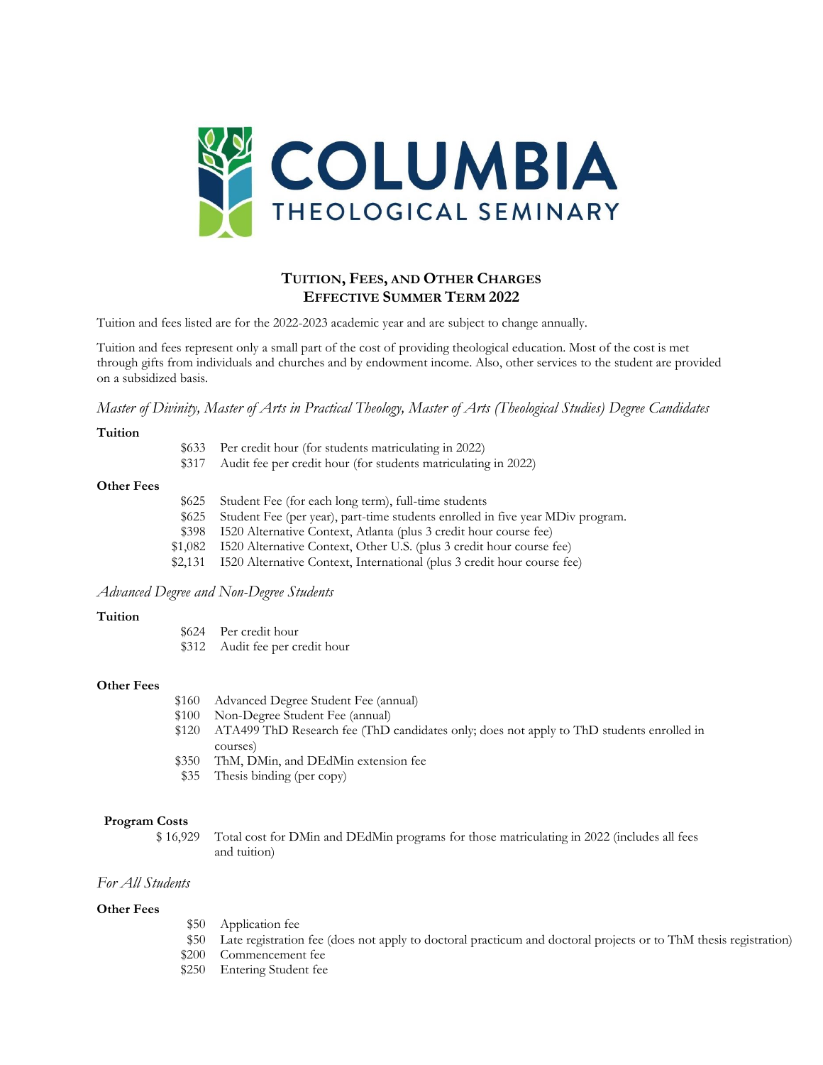# COLUMBIA THEOLOGICAL SEMINARY

## TUITION, FEES, AND OTHER CHARGES
## EFFECTIVE SUMMER TERM 2022

Tuition and fees listed are for the 2022-2023 academic year and are subject to change annually.

Tuition and fees represent only a small part of the cost of providing theological education. Most of the cost is met through gifts from individuals and churches and by endowment income. Also, other services to the student are provided on a subsidized basis.

### *Master of Divinity, Master of Arts in Practical Theology, Master of Arts (Theological Studies) Degree Candidates*

**Tuition**

| | |
|---|---|
| $633 | Per credit hour (for students matriculating in 2022) |
| $317 | Audit fee per credit hour (for students matriculating in 2022) |

**Other Fees**

| | |
|---|---|
| $625 | Student Fee (for each long term), full-time students |
| $625 | Student Fee (per year), part-time students enrolled in five year MDiv program. |
| $398 | I520 Alternative Context, Atlanta (plus 3 credit hour course fee) |
| $1,082 | I520 Alternative Context, Other U.S. (plus 3 credit hour course fee) |
| $2,131 | I520 Alternative Context, International (plus 3 credit hour course fee) |

### *Advanced Degree and Non-Degree Students*

**Tuition**

| | |
|---|---|
| $624 | Per credit hour |
| $312 | Audit fee per credit hour |

**Other Fees**

| | |
|---|---|
| $160 | Advanced Degree Student Fee (annual) |
| $100 | Non-Degree Student Fee (annual) |
| $120 | ATA499 ThD Research fee (ThD candidates only; does not apply to ThD students enrolled in courses) |
| $350 | ThM, DMin, and DEdMin extension fee |
| $35 | Thesis binding (per copy) |

**Program Costs**

| | |
|---|---|
| $ 16,929 | Total cost for DMin and DEdMin programs for those matriculating in 2022 (includes all fees and tuition) |

### *For All Students*

**Other Fees**

| | |
|---|---|
| $50 | Application fee |
| $50 | Late registration fee (does not apply to doctoral practicum and doctoral projects or to ThM thesis registration) |
| $200 | Commencement fee |
| $250 | Entering Student fee |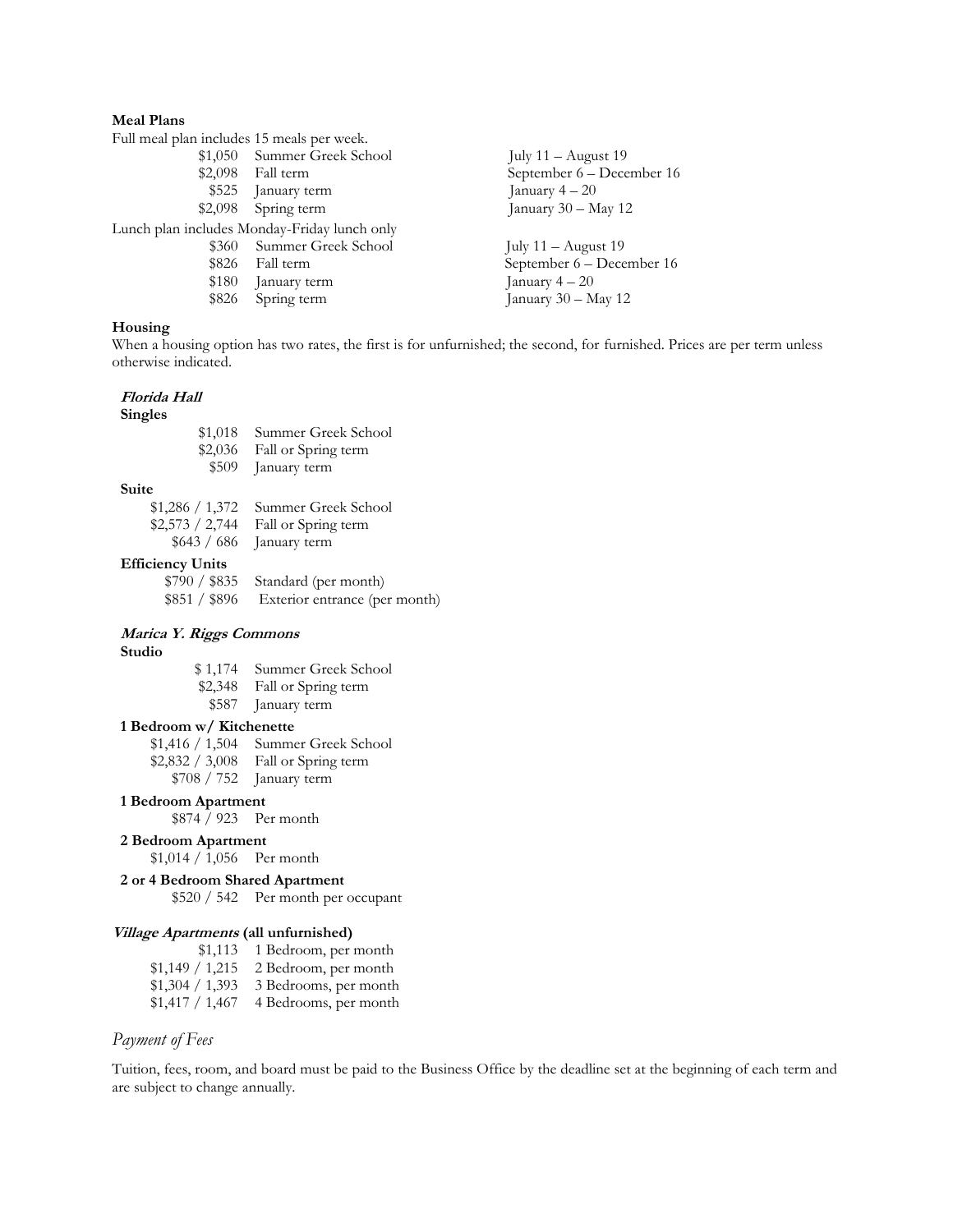**Meal Plans**

Full meal plan includes 15 meals per week.

| | | |
|---|---|---|
| $1,050 | Summer Greek School | July 11 – August 19 |
| $2,098 | Fall term | September 6 – December 16 |
| $525 | January term | January 4 – 20 |
| $2,098 | Spring term | January 30 – May 12 |

Lunch plan includes Monday-Friday lunch only

| | | |
|---|---|---|
| $360 | Summer Greek School | July 11 – August 19 |
| $826 | Fall term | September 6 – December 16 |
| $180 | January term | January 4 – 20 |
| $826 | Spring term | January 30 – May 12 |

**Housing**

When a housing option has two rates, the first is for unfurnished; the second, for furnished. Prices are per term unless otherwise indicated.

***Florida Hall***

**Singles**

| | |
|---|---|
| $1,018 | Summer Greek School |
| $2,036 | Fall or Spring term |
| $509 | January term |

**Suite**

| | |
|---|---|
| $1,286 / 1,372 | Summer Greek School |
| $2,573 / 2,744 | Fall or Spring term |
| $643 / 686 | January term |

**Efficiency Units**

| | |
|---|---|
| $790 / $835 | Standard (per month) |
| $851 / $896 | Exterior entrance (per month) |

***Marica Y. Riggs Commons***

**Studio**

| | |
|---|---|
| $ 1,174 | Summer Greek School |
| $2,348 | Fall or Spring term |
| $587 | January term |

**1 Bedroom w/ Kitchenette**

| | |
|---|---|
| $1,416 / 1,504 | Summer Greek School |
| $2,832 / 3,008 | Fall or Spring term |
| $708 / 752 | January term |

**1 Bedroom Apartment**

$874 / 923 Per month

**2 Bedroom Apartment**

$1,014 / 1,056 Per month

**2 or 4 Bedroom Shared Apartment**

$520 / 542 Per month per occupant

***Village Apartments* (all unfurnished)**

| | |
|---|---|
| $1,113 | 1 Bedroom, per month |
| $1,149 / 1,215 | 2 Bedroom, per month |
| $1,304 / 1,393 | 3 Bedrooms, per month |
| $1,417 / 1,467 | 4 Bedrooms, per month |

## *Payment of Fees*

Tuition, fees, room, and board must be paid to the Business Office by the deadline set at the beginning of each term and are subject to change annually.